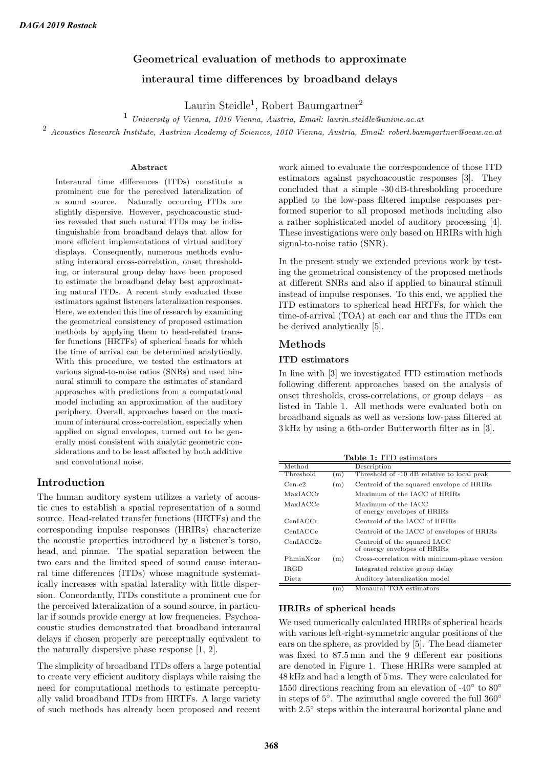# Geometrical evaluation of methods to approximate interaural time differences by broadband delays

Laurin Steidle[1], Robert Baumgartner[2]

[1] *University of Vienna, 1010 Vienna, Austria, Email: laurin.steidle@univie.ac.at*

[2] *Acoustics Research Institute, Austrian Academy of Sciences, 1010 Vienna, Austria, Email: robert.baumgartner@oeaw.ac.at*

#### Abstract

Interaural time differences (ITDs) constitute a prominent cue for the perceived lateralization of a sound source. Naturally occurring ITDs are slightly dispersive. However, psychoacoustic studies revealed that such natural ITDs may be indistinguishable from broadband delays that allow for more efficient implementations of virtual auditory displays. Consequently, numerous methods evaluating interaural cross-correlation, onset thresholding, or interaural group delay have been proposed to estimate the broadband delay best approximating natural ITDs. A recent study evaluated those estimators against listeners lateralization responses. Here, we extended this line of research by examining the geometrical consistency of proposed estimation methods by applying them to head-related transfer functions (HRTFs) of spherical heads for which the time of arrival can be determined analytically. With this procedure, we tested the estimators at various signal-to-noise ratios (SNRs) and used binaural stimuli to compare the estimates of standard approaches with predictions from a computational model including an approximation of the auditory periphery. Overall, approaches based on the maximum of interaural cross-correlation, especially when applied on signal envelopes, turned out to be generally most consistent with analytic geometric considerations and to be least affected by both additive and convolutional noise.

## Introduction

The human auditory system utilizes a variety of acoustic cues to establish a spatial representation of a sound source. Head-related transfer functions (HRTFs) and the corresponding impulse responses (HRIRs) characterize the acoustic properties introduced by a listener's torso, head, and pinnae. The spatial separation between the two ears and the limited speed of sound cause interaural time differences (ITDs) whose magnitude systematically increases with spatial laterality with little dispersion. Concordantly, ITDs constitute a prominent cue for the perceived lateralization of a sound source, in particular if sounds provide energy at low frequencies. Psychoacoustic studies demonstrated that broadband interaural delays if chosen properly are perceptually equivalent to the naturally dispersive phase response [1, 2].

The simplicity of broadband ITDs offers a large potential to create very efficient auditory displays while raising the need for computational methods to estimate perceptually valid broadband ITDs from HRTFs. A large variety of such methods has already been proposed and recent work aimed to evaluate the correspondence of those ITD estimators against psychoacoustic responses [3]. They concluded that a simple -30 dB-thresholding procedure applied to the low-pass filtered impulse responses performed superior to all proposed methods including also a rather sophisticated model of auditory processing [4]. These investigations were only based on HRIRs with high signal-to-noise ratio (SNR).

In the present study we extended previous work by testing the geometrical consistency of the proposed methods at different SNRs and also if applied to binaural stimuli instead of impulse responses. To this end, we applied the ITD estimators to spherical head HRTFs, for which the time-of-arrival (TOA) at each ear and thus the ITDs can be derived analytically [5].

## Methods

### ITD estimators

In line with [3] we investigated ITD estimation methods following different approaches based on the analysis of onset thresholds, cross-correlations, or group delays – as listed in Table 1. All methods were evaluated both on broadband signals as well as versions low-pass filtered at 3 kHz by using a 6th-order Butterworth filter as in [3].

**Table 1:** ITD estimators

| Method | | Description |
|---|---|---|
| Threshold | (m) | Threshold of -10 dB relative to local peak |
| Cen-e2 | (m) | Centroid of the squared envelope of HRIRs |
| MaxIACCr | | Maximum of the IACC of HRIRs |
| MaxIACCe | | Maximum of the IACC of energy envelopes of HRIRs |
| CenIACCr | | Centroid of the IACC of HRIRs |
| CenIACCe | | Centroid of the IACC of envelopes of HRIRs |
| CenIACC2e | | Centroid of the squared IACC of energy envelopes of HRIRs |
| PhminXcor | (m) | Cross-correlation with minimum-phase version |
| IRGD | | Integrated relative group delay |
| Dietz | | Auditory lateralization model |
| | (m) | Monaural TOA estimators |

### HRIRs of spherical heads

We used numerically calculated HRIRs of spherical heads with various left-right-symmetric angular positions of the ears on the sphere, as provided by [5]. The head diameter was fixed to 87.5 mm and the 9 different ear positions are denoted in Figure 1. These HRIRs were sampled at 48 kHz and had a length of 5 ms. They were calculated for 1550 directions reaching from an elevation of -40° to 80° in steps of 5°. The azimuthal angle covered the full 360° with 2.5° steps within the interaural horizontal plane and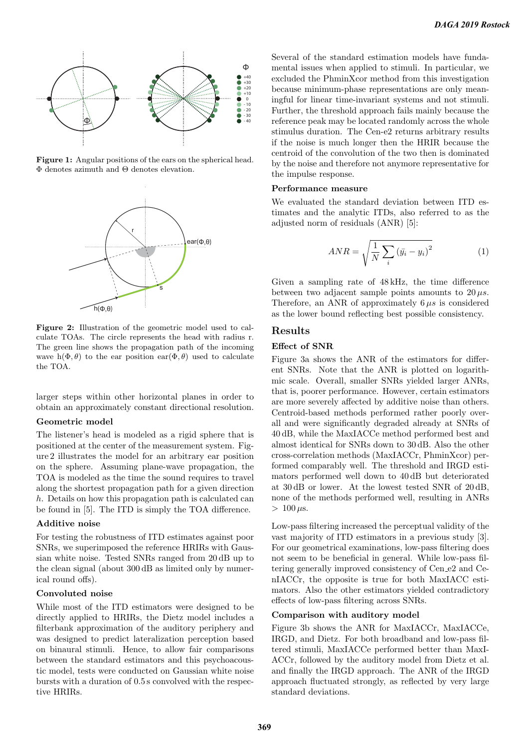**Figure 1:** Angular positions of the ears on the spherical head. $\Phi$ denotes azimuth and $\Theta$ denotes elevation.

**Figure 2:** Illustration of the geometric model used to calculate TOAs. The circle represents the head with radius r. The green line shows the propagation path of the incoming wave $h(\Phi, \theta)$ to the ear position ear$(\Phi, \theta)$ used to calculate the TOA.

larger steps within other horizontal planes in order to obtain an approximately constant directional resolution.

### Geometric model

The listener's head is modeled as a rigid sphere that is positioned at the center of the measurement system. Figure 2 illustrates the model for an arbitrary ear position on the sphere. Assuming plane-wave propagation, the TOA is modeled as the time the sound requires to travel along the shortest propagation path for a given direction $h$. Details on how this propagation path is calculated can be found in [5]. The ITD is simply the TOA difference.

### Additive noise

For testing the robustness of ITD estimates against poor SNRs, we superimposed the reference HRIRs with Gaussian white noise. Tested SNRs ranged from 20 dB up to the clean signal (about 300 dB as limited only by numerical round offs).

### Convoluted noise

While most of the ITD estimators were designed to be directly applied to HRIRs, the Dietz model includes a filterbank approximation of the auditory periphery and was designed to predict lateralization perception based on binaural stimuli. Hence, to allow fair comparisons between the standard estimators and this psychoacoustic model, tests were conducted on Gaussian white noise bursts with a duration of 0.5 s convolved with the respective HRIRs.

Several of the standard estimation models have fundamental issues when applied to stimuli. In particular, we excluded the PhminXcor method from this investigation because minimum-phase representations are only meaningful for linear time-invariant systems and not stimuli. Further, the threshold approach fails mainly because the reference peak may be located randomly across the whole stimulus duration. The Cen-e2 returns arbitrary results if the noise is much longer then the HRIR because the centroid of the convolution of the two then is dominated by the noise and therefore not anymore representative for the impulse response.

### Performance measure

We evaluated the standard deviation between ITD estimates and the analytic ITDs, also referred to as the adjusted norm of residuals (ANR) [5]:

$$ANR = \sqrt{\frac{1}{N} \sum_{i} \left(\bar{y}_i - y_i\right)^2} \tag{1}$$

Given a sampling rate of 48 kHz, the time difference between two adjacent sample points amounts to 20 $\mu s$. Therefore, an ANR of approximately 6 $\mu s$ is considered as the lower bound reflecting best possible consistency.

## Results

### Effect of SNR

Figure 3a shows the ANR of the estimators for different SNRs. Note that the ANR is plotted on logarithmic scale. Overall, smaller SNRs yielded larger ANRs, that is, poorer performance. However, certain estimators are more severely affected by additive noise than others. Centroid-based methods performed rather poorly overall and were significantly degraded already at SNRs of 40 dB, while the MaxIACCe method performed best and almost identical for SNRs down to 30 dB. Also the other cross-correlation methods (MaxIACCr, PhminXcor) performed comparably well. The threshold and IRGD estimators performed well down to 40 dB but deteriorated at 30 dB or lower. At the lowest tested SNR of 20 dB, none of the methods performed well, resulting in ANRs $> 100\,\mu s$.

Low-pass filtering increased the perceptual validity of the vast majority of ITD estimators in a previous study [3]. For our geometrical examinations, low-pass filtering does not seem to be beneficial in general. While low-pass filtering generally improved consistency of Cen_e2 and CenIACCr, the opposite is true for both MaxIACC estimators. Also the other estimators yielded contradictory effects of low-pass filtering across SNRs.

### Comparison with auditory model

Figure 3b shows the ANR for MaxIACCr, MaxIACCe, IRGD, and Dietz. For both broadband and low-pass filtered stimuli, MaxIACCe performed better than MaxIACCr, followed by the auditory model from Dietz et al. and finally the IRGD approach. The ANR of the IRGD approach fluctuated strongly, as reflected by very large standard deviations.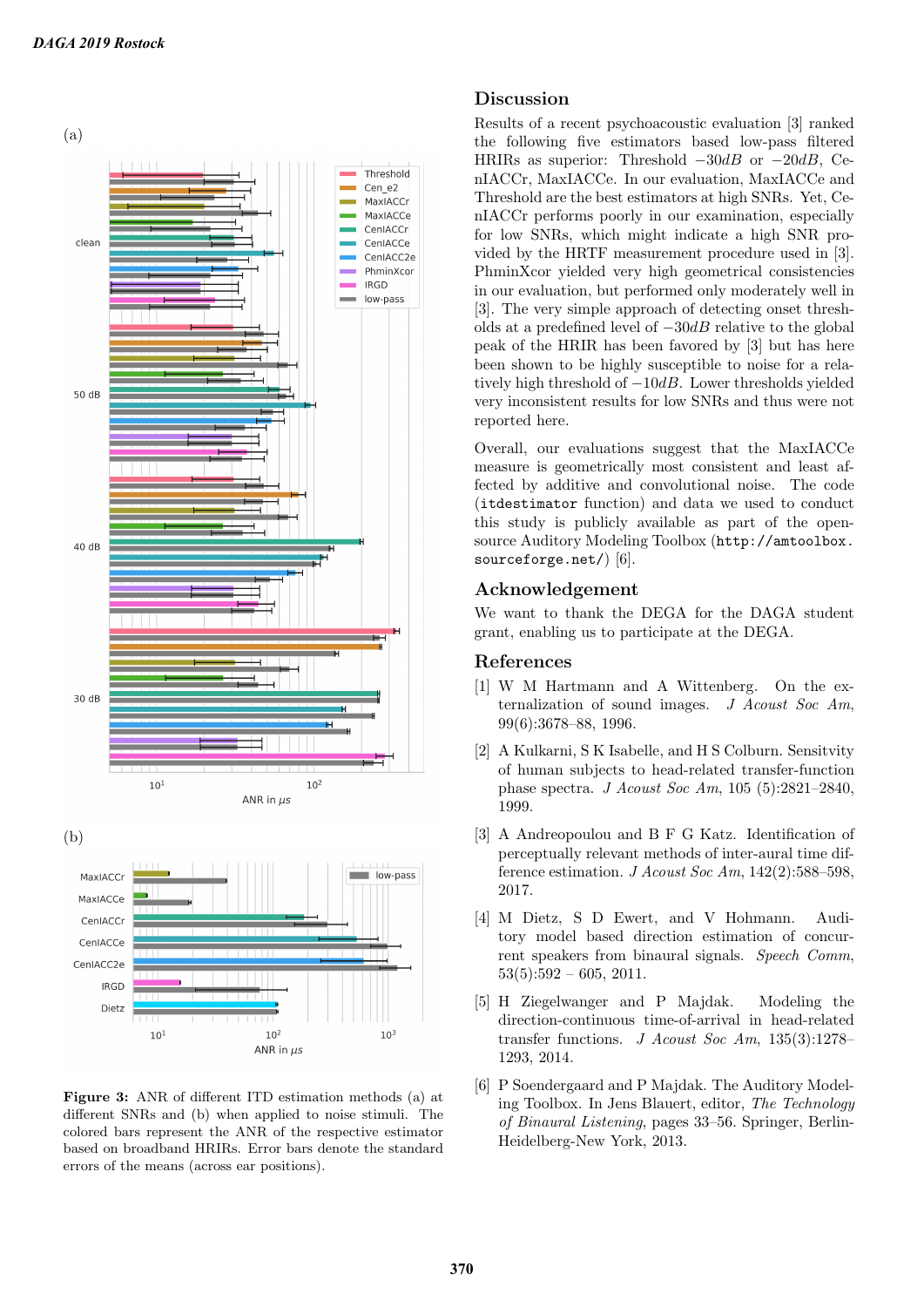(a)

Threshold
Cen_e2
MaxIACCr
MaxIACCe
CenIACCr
CenIACCe
CenIACC2e
PhminXcor
IRGD
low-pass

clean
50 dB
40 dB
30 dB

$10^1$
$10^2$
ANR in $\mu s$

(b)

MaxIACCr
MaxIACCe
CenIACCr
CenIACCe
CenIACC2e
IRGD
Dietz

low-pass

$10^1$
$10^2$
$10^3$
ANR in $\mu s$

**Figure 3:** ANR of different ITD estimation methods (a) at different SNRs and (b) when applied to noise stimuli. The colored bars represent the ANR of the respective estimator based on broadband HRIRs. Error bars denote the standard errors of the means (across ear positions).

## Discussion

Results of a recent psychoacoustic evaluation [3] ranked the following five estimators based low-pass filtered HRIRs as superior: Threshold $-30dB$ or $-20dB$, CenIACCr, MaxIACCe. In our evaluation, MaxIACCe and Threshold are the best estimators at high SNRs. Yet, CenIACCr performs poorly in our examination, especially for low SNRs, which might indicate a high SNR provided by the HRTF measurement procedure used in [3]. PhminXcor yielded very high geometrical consistencies in our evaluation, but performed only moderately well in [3]. The very simple approach of detecting onset thresholds at a predefined level of $-30dB$ relative to the global peak of the HRIR has been favored by [3] but has here been shown to be highly susceptible to noise for a relatively high threshold of $-10dB$. Lower thresholds yielded very inconsistent results for low SNRs and thus were not reported here.

Overall, our evaluations suggest that the MaxIACCe measure is geometrically most consistent and least affected by additive and convolutional noise. The code (`itdestimator` function) and data we used to conduct this study is publicly available as part of the open-source Auditory Modeling Toolbox (`http://amtoolbox.sourceforge.net/`) [6].

## Acknowledgement

We want to thank the DEGA for the DAGA student grant, enabling us to participate at the DEGA.

## References

[1] W M Hartmann and A Wittenberg. On the externalization of sound images. *J Acoust Soc Am*, 99(6):3678–88, 1996.

[2] A Kulkarni, S K Isabelle, and H S Colburn. Sensitvity of human subjects to head-related transfer-function phase spectra. *J Acoust Soc Am*, 105 (5):2821–2840, 1999.

[3] A Andreopoulou and B F G Katz. Identification of perceptually relevant methods of inter-aural time difference estimation. *J Acoust Soc Am*, 142(2):588–598, 2017.

[4] M Dietz, S D Ewert, and V Hohmann. Auditory model based direction estimation of concurrent speakers from binaural signals. *Speech Comm*, 53(5):592 – 605, 2011.

[5] H Ziegelwanger and P Majdak. Modeling the direction-continuous time-of-arrival in head-related transfer functions. *J Acoust Soc Am*, 135(3):1278–1293, 2014.

[6] P Soendergaard and P Majdak. The Auditory Modeling Toolbox. In Jens Blauert, editor, *The Technology of Binaural Listening*, pages 33–56. Springer, Berlin-Heidelberg-New York, 2013.